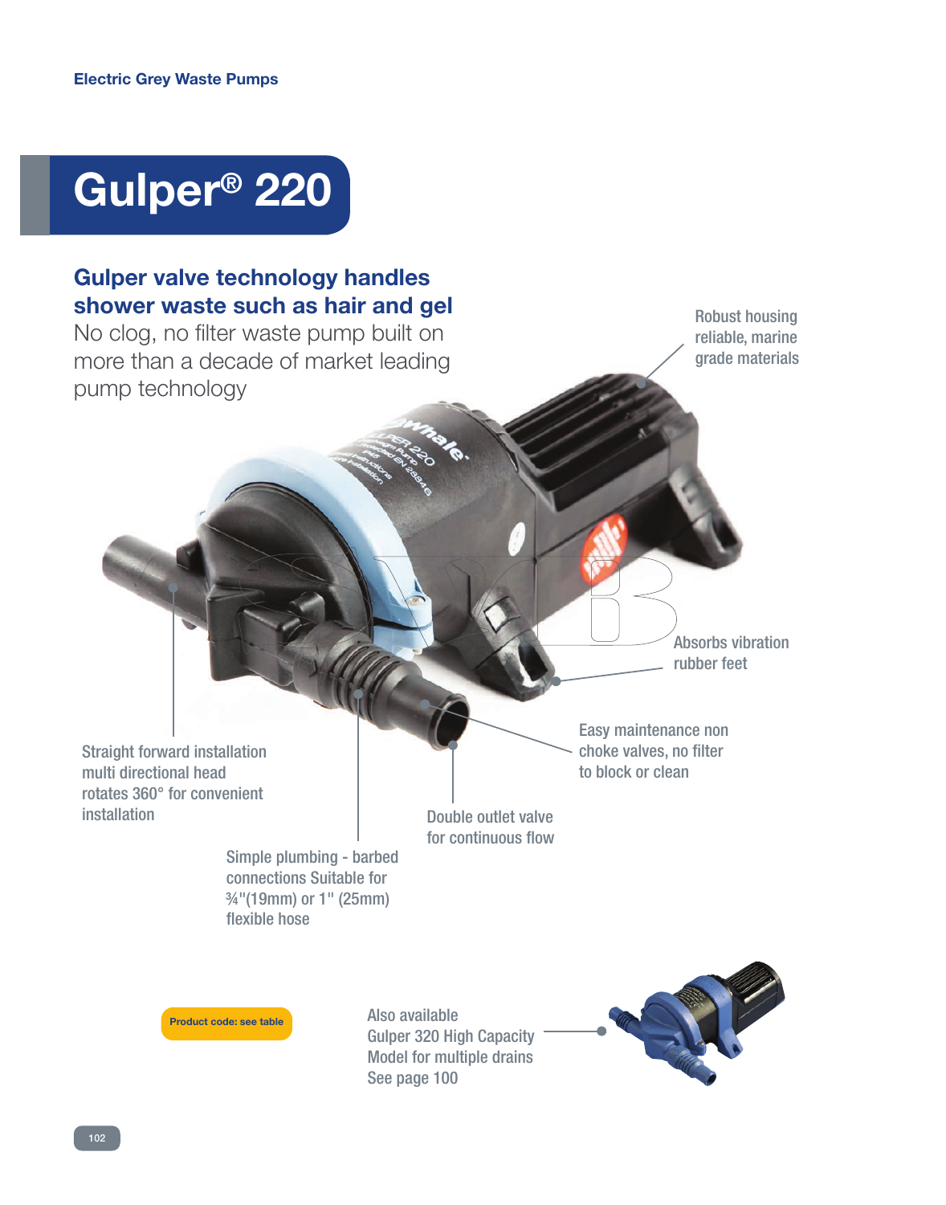Electric Grey Waste Pumps

# Gulper® 220

## Gulper valve technology handles shower waste such as hair and gel

No clog, no filter waste pump built on more than a decade of market leading pump technology

Robust housing reliable, marine grade materials

Absorbs vibration rubber feet

Easy maintenance non choke valves, no filter to block or clean

Straight forward installation multi directional head rotates 360° for convenient installation

Double outlet valve for continuous flow

Simple plumbing - barbed connections Suitable for ¾"(19mm) or 1" (25mm) flexible hose

**Product code: see table**

Also available
Gulper 320 High Capacity Model for multiple drains
See page 100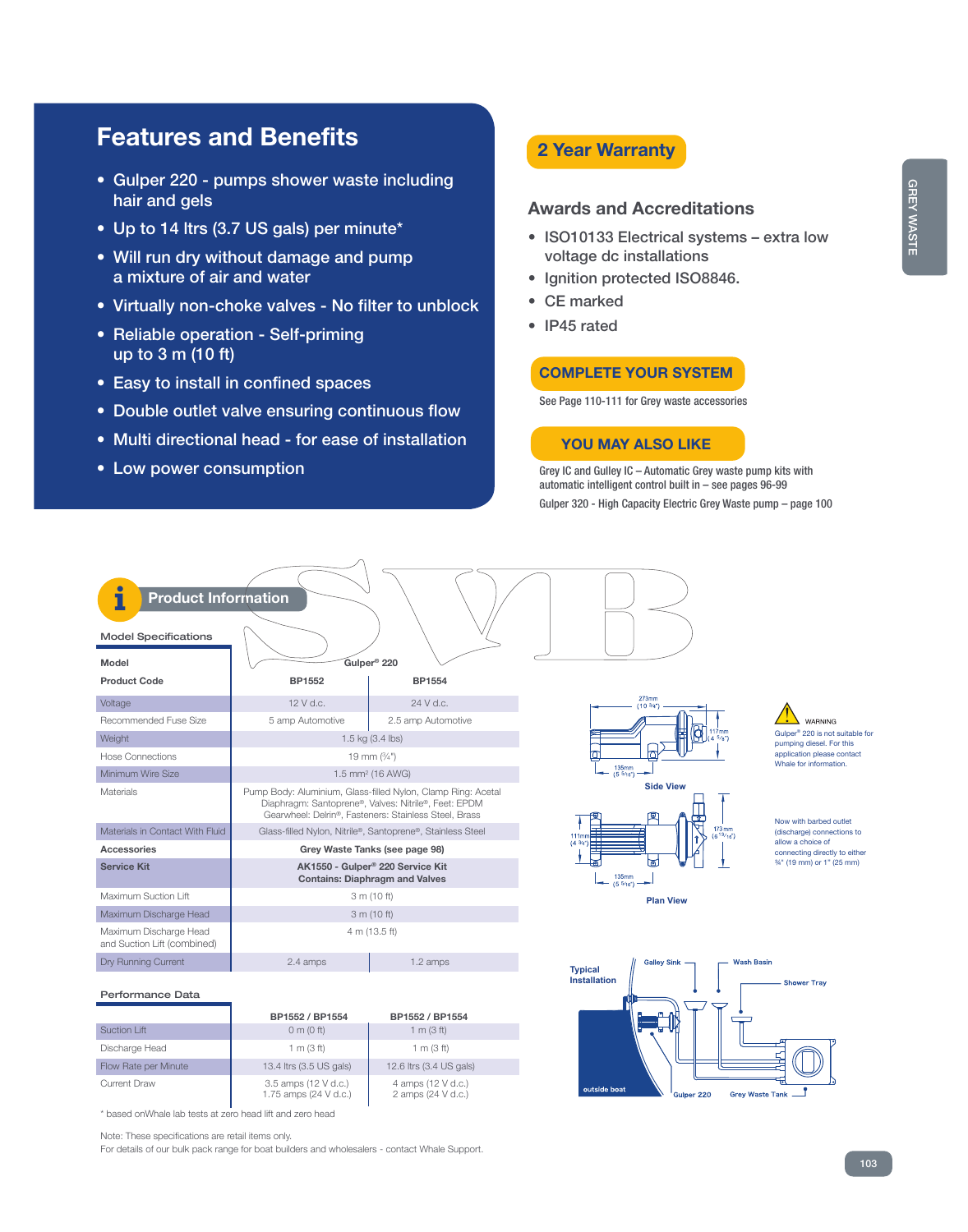## Features and Benefits

- Gulper 220 - pumps shower waste including hair and gels
- Up to 14 ltrs (3.7 US gals) per minute*
- Will run dry without damage and pump a mixture of air and water
- Virtually non-choke valves - No filter to unblock
- Reliable operation - Self-priming up to 3 m (10 ft)
- Easy to install in confined spaces
- Double outlet valve ensuring continuous flow
- Multi directional head - for ease of installation
- Low power consumption

**2 Year Warranty**

### Awards and Accreditations

- ISO10133 Electrical systems – extra low voltage dc installations
- Ignition protected ISO8846.
- CE marked
- IP45 rated

**COMPLETE YOUR SYSTEM**

See Page 110-111 for Grey waste accessories

**YOU MAY ALSO LIKE**

Grey IC and Gulley IC – Automatic Grey waste pump kits with automatic intelligent control built in – see pages 96-99

Gulper 320 - High Capacity Electric Grey Waste pump – page 100

GREY WASTE

## Product Information

### Model Specifications

| Model | Gulper® 220 | |
|---|---|---|
| Product Code | BP1552 | BP1554 |
| Voltage | 12 V d.c. | 24 V d.c. |
| Recommended Fuse Size | 5 amp Automotive | 2.5 amp Automotive |
| Weight | 1.5 kg (3.4 lbs) | |
| Hose Connections | 19 mm (¾") | |
| Minimum Wire Size | 1.5 mm² (16 AWG) | |
| Materials | Pump Body: Aluminium, Glass-filled Nylon, Clamp Ring: Acetal Diaphragm: Santoprene®, Valves: Nitrile®, Feet: EPDM Gearwheel: Delrin®, Fasteners: Stainless Steel, Brass | |
| Materials in Contact With Fluid | Glass-filled Nylon, Nitrile®, Santoprene®, Stainless Steel | |
| **Accessories** | **Grey Waste Tanks (see page 98)** | |
| **Service Kit** | **AK1550 - Gulper® 220 Service Kit Contains: Diaphragm and Valves** | |
| Maximum Suction Lift | 3 m (10 ft) | |
| Maximum Discharge Head | 3 m (10 ft) | |
| Maximum Discharge Head and Suction Lift (combined) | 4 m (13.5 ft) | |
| Dry Running Current | 2.4 amps | 1.2 amps |

### Performance Data

| | BP1552 / BP1554 | BP1552 / BP1554 |
|---|---|---|
| Suction Lift | 0 m (0 ft) | 1 m (3 ft) |
| Discharge Head | 1 m (3 ft) | 1 m (3 ft) |
| Flow Rate per Minute | 13.4 ltrs (3.5 US gals) | 12.6 ltrs (3.4 US gals) |
| Current Draw | 3.5 amps (12 V d.c.) 1.75 amps (24 V d.c.) | 4 amps (12 V d.c.) 2 amps (24 V d.c.) |

\* based onWhale lab tests at zero head lift and zero head

Note: These specifications are retail items only.
For details of our bulk pack range for boat builders and wholesalers - contact Whale Support.

273mm (10 ¾")
117mm (4 ⅝")
135mm (5 5/16")
Side View

111mm (4 ⅜")
173mm (6 13/16")
135mm (5 5/16")
Plan View

WARNING
Gulper® 220 is not suitable for pumping diesel. For this application please contact Whale for information.

Now with barbed outlet (discharge) connections to allow a choice of connecting directly to either ¾" (19 mm) or 1" (25 mm)

Typical Installation
Galley Sink
Wash Basin
Shower Tray
outside boat
Gulper 220
Grey Waste Tank